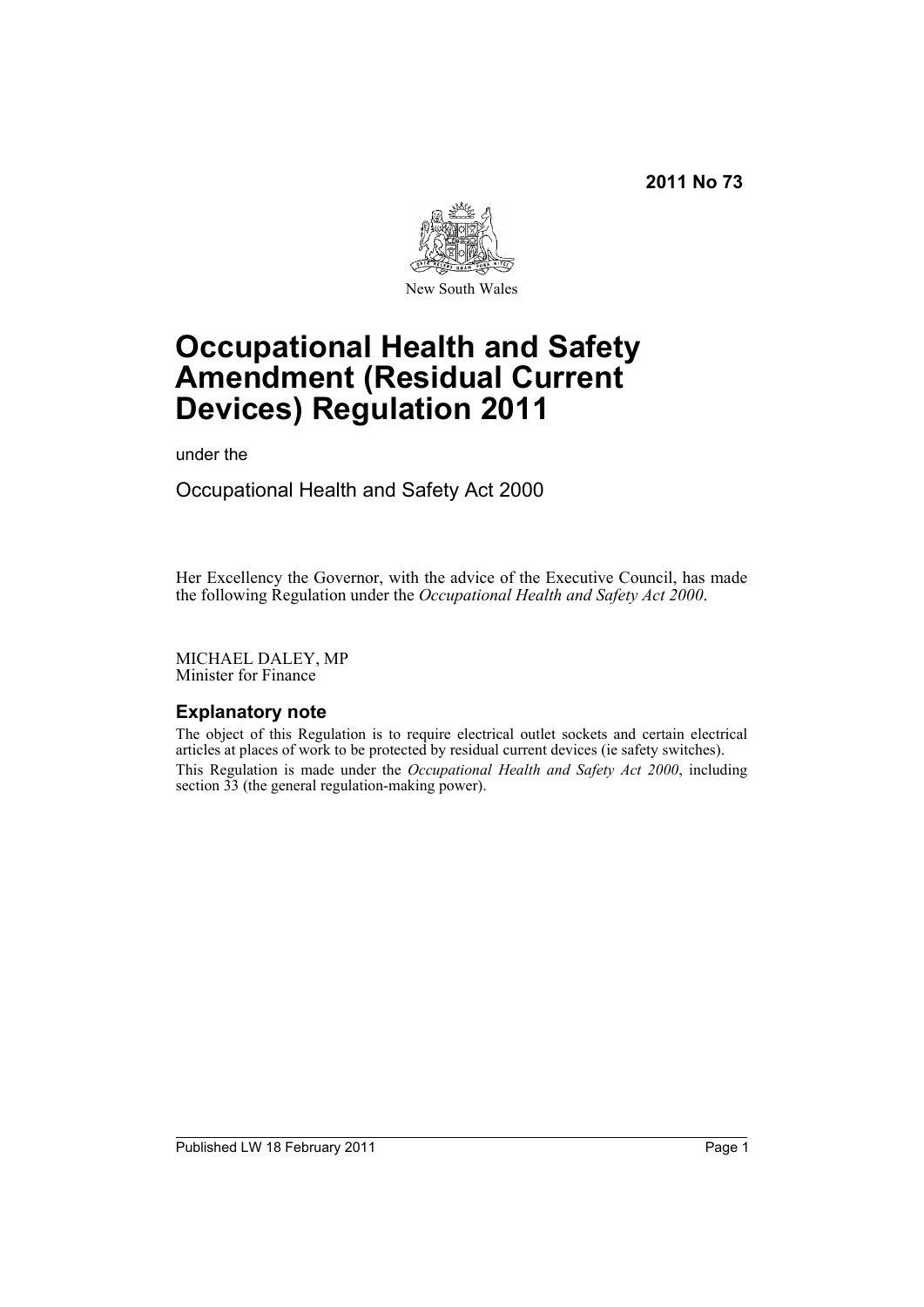2011 No 73

New South Wales

# Occupational Health and Safety Amendment (Residual Current Devices) Regulation 2011

under the

Occupational Health and Safety Act 2000

Her Excellency the Governor, with the advice of the Executive Council, has made the following Regulation under the *Occupational Health and Safety Act 2000*.

MICHAEL DALEY, MP
Minister for Finance

## Explanatory note

The object of this Regulation is to require electrical outlet sockets and certain electrical articles at places of work to be protected by residual current devices (ie safety switches).

This Regulation is made under the *Occupational Health and Safety Act 2000*, including section 33 (the general regulation-making power).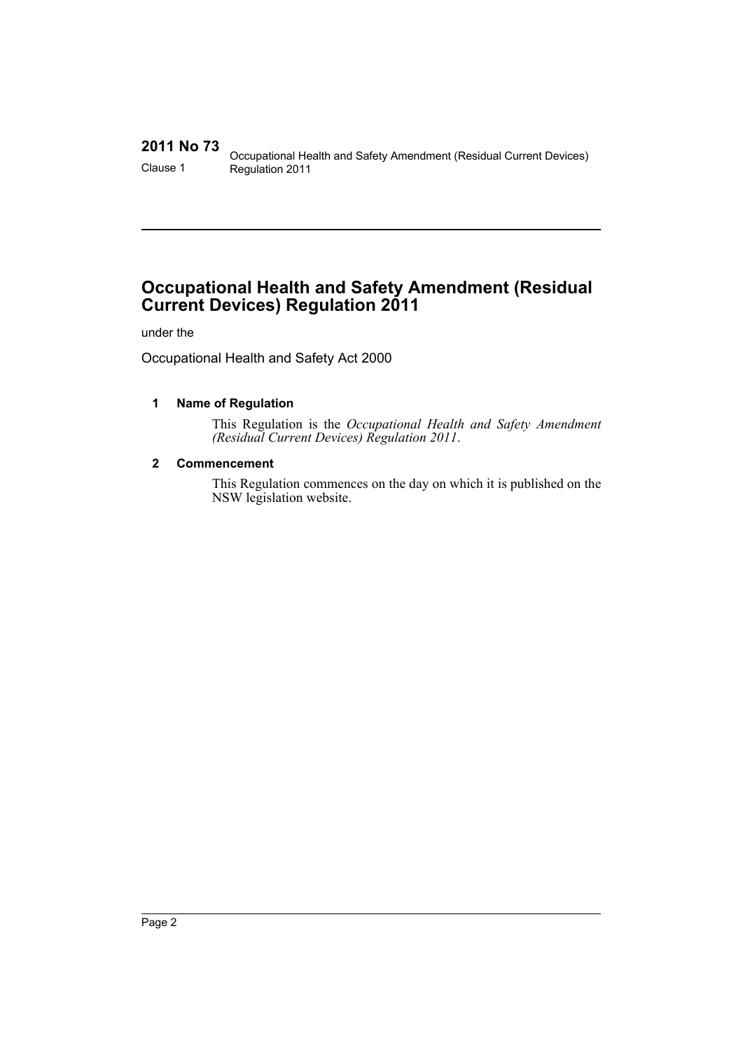# Occupational Health and Safety Amendment (Residual Current Devices) Regulation 2011

under the

Occupational Health and Safety Act 2000

### 1 Name of Regulation

This Regulation is the *Occupational Health and Safety Amendment (Residual Current Devices) Regulation 2011*.

### 2 Commencement

This Regulation commences on the day on which it is published on the NSW legislation website.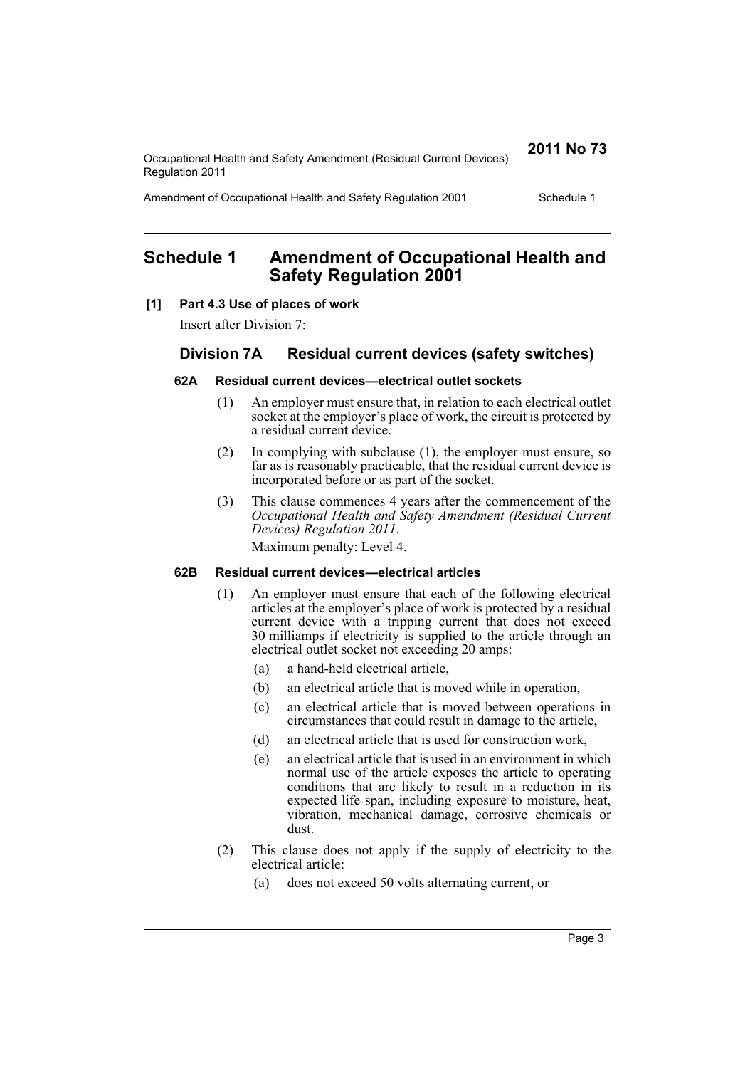# Schedule 1 Amendment of Occupational Health and Safety Regulation 2001

**[1] Part 4.3 Use of places of work**

Insert after Division 7:

## Division 7A Residual current devices (safety switches)

**62A Residual current devices—electrical outlet sockets**

(1) An employer must ensure that, in relation to each electrical outlet socket at the employer's place of work, the circuit is protected by a residual current device.

(2) In complying with subclause (1), the employer must ensure, so far as is reasonably practicable, that the residual current device is incorporated before or as part of the socket.

(3) This clause commences 4 years after the commencement of the *Occupational Health and Safety Amendment (Residual Current Devices) Regulation 2011*.

Maximum penalty: Level 4.

**62B Residual current devices—electrical articles**

(1) An employer must ensure that each of the following electrical articles at the employer's place of work is protected by a residual current device with a tripping current that does not exceed 30 milliamps if electricity is supplied to the article through an electrical outlet socket not exceeding 20 amps:

(a) a hand-held electrical article,

(b) an electrical article that is moved while in operation,

(c) an electrical article that is moved between operations in circumstances that could result in damage to the article,

(d) an electrical article that is used for construction work,

(e) an electrical article that is used in an environment in which normal use of the article exposes the article to operating conditions that are likely to result in a reduction in its expected life span, including exposure to moisture, heat, vibration, mechanical damage, corrosive chemicals or dust.

(2) This clause does not apply if the supply of electricity to the electrical article:

(a) does not exceed 50 volts alternating current, or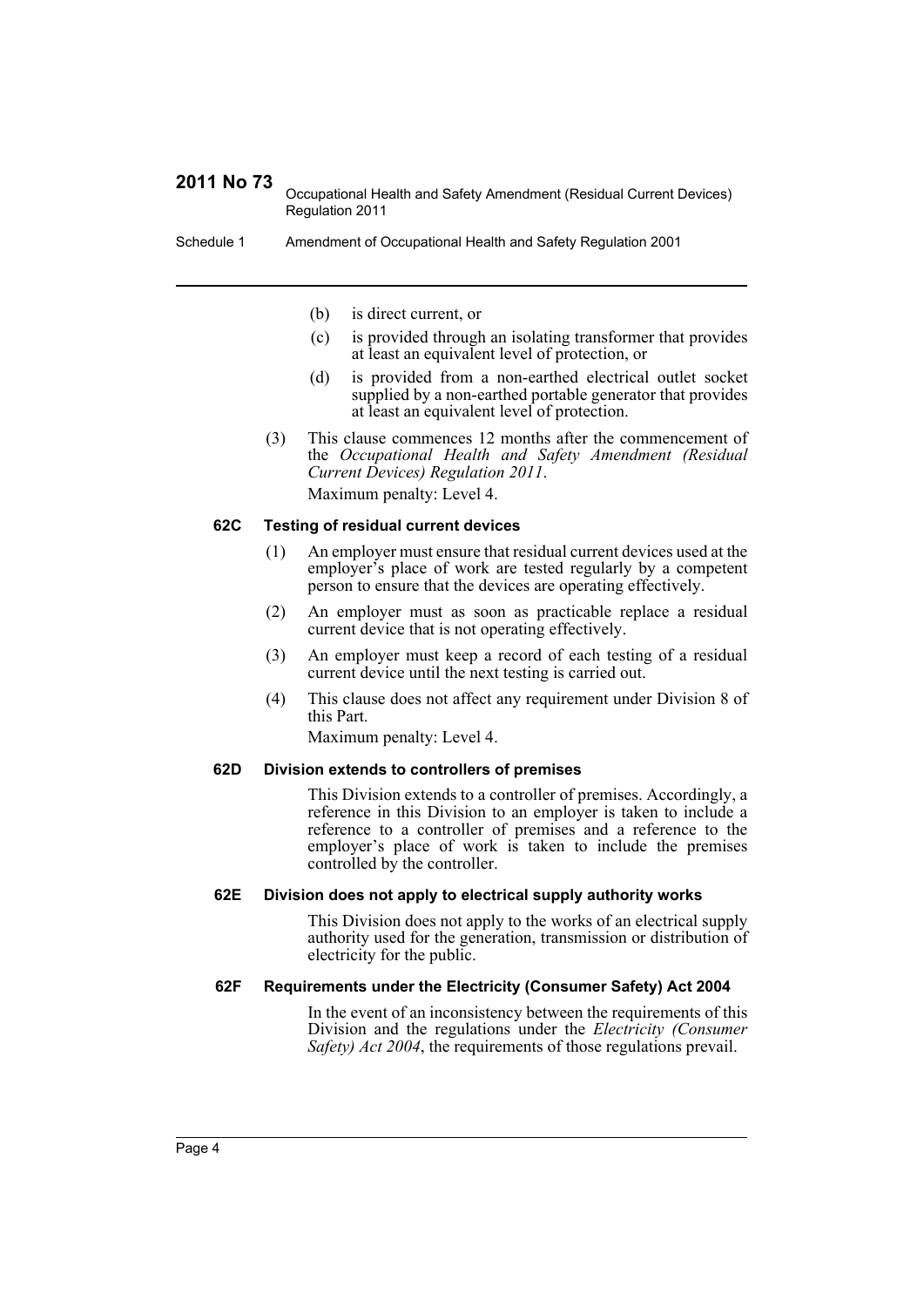(b) is direct current, or

(c) is provided through an isolating transformer that provides at least an equivalent level of protection, or

(d) is provided from a non-earthed electrical outlet socket supplied by a non-earthed portable generator that provides at least an equivalent level of protection.

(3) This clause commences 12 months after the commencement of the *Occupational Health and Safety Amendment (Residual Current Devices) Regulation 2011*.

Maximum penalty: Level 4.

### 62C Testing of residual current devices

(1) An employer must ensure that residual current devices used at the employer's place of work are tested regularly by a competent person to ensure that the devices are operating effectively.

(2) An employer must as soon as practicable replace a residual current device that is not operating effectively.

(3) An employer must keep a record of each testing of a residual current device until the next testing is carried out.

(4) This clause does not affect any requirement under Division 8 of this Part.

Maximum penalty: Level 4.

### 62D Division extends to controllers of premises

This Division extends to a controller of premises. Accordingly, a reference in this Division to an employer is taken to include a reference to a controller of premises and a reference to the employer's place of work is taken to include the premises controlled by the controller.

### 62E Division does not apply to electrical supply authority works

This Division does not apply to the works of an electrical supply authority used for the generation, transmission or distribution of electricity for the public.

### 62F Requirements under the Electricity (Consumer Safety) Act 2004

In the event of an inconsistency between the requirements of this Division and the regulations under the *Electricity (Consumer Safety) Act 2004*, the requirements of those regulations prevail.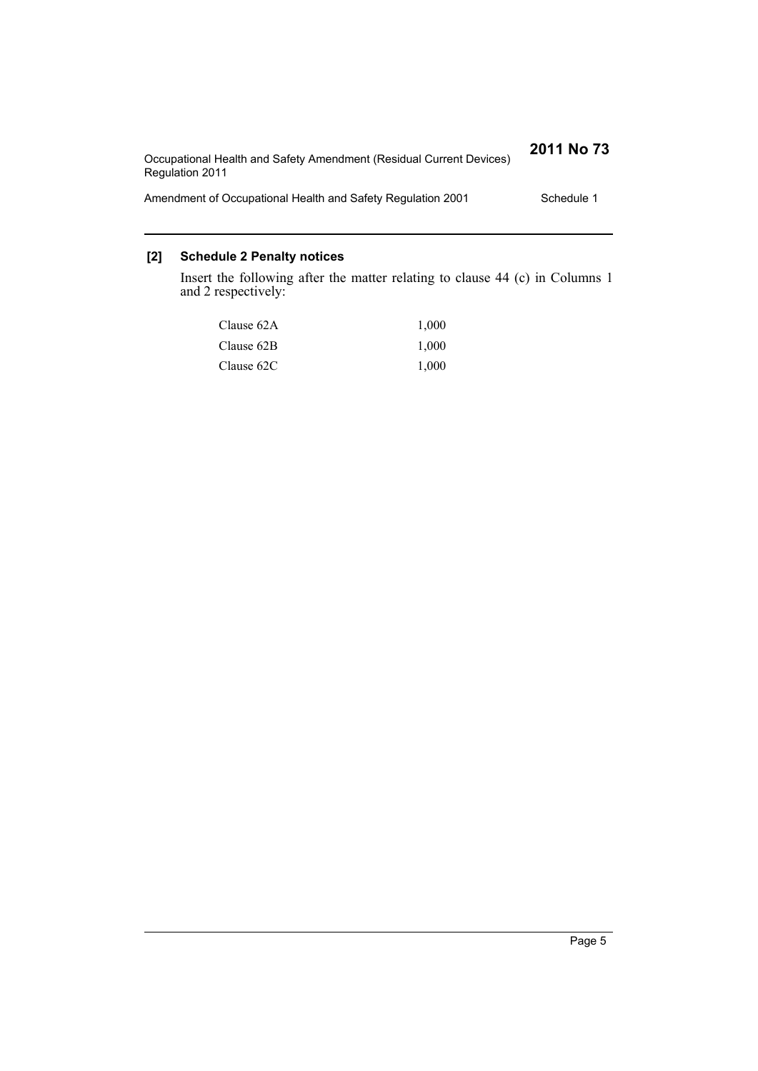**[2] Schedule 2 Penalty notices**

Insert the following after the matter relating to clause 44 (c) in Columns 1 and 2 respectively:

| | |
|---|---|
| Clause 62A | 1,000 |
| Clause 62B | 1,000 |
| Clause 62C | 1,000 |